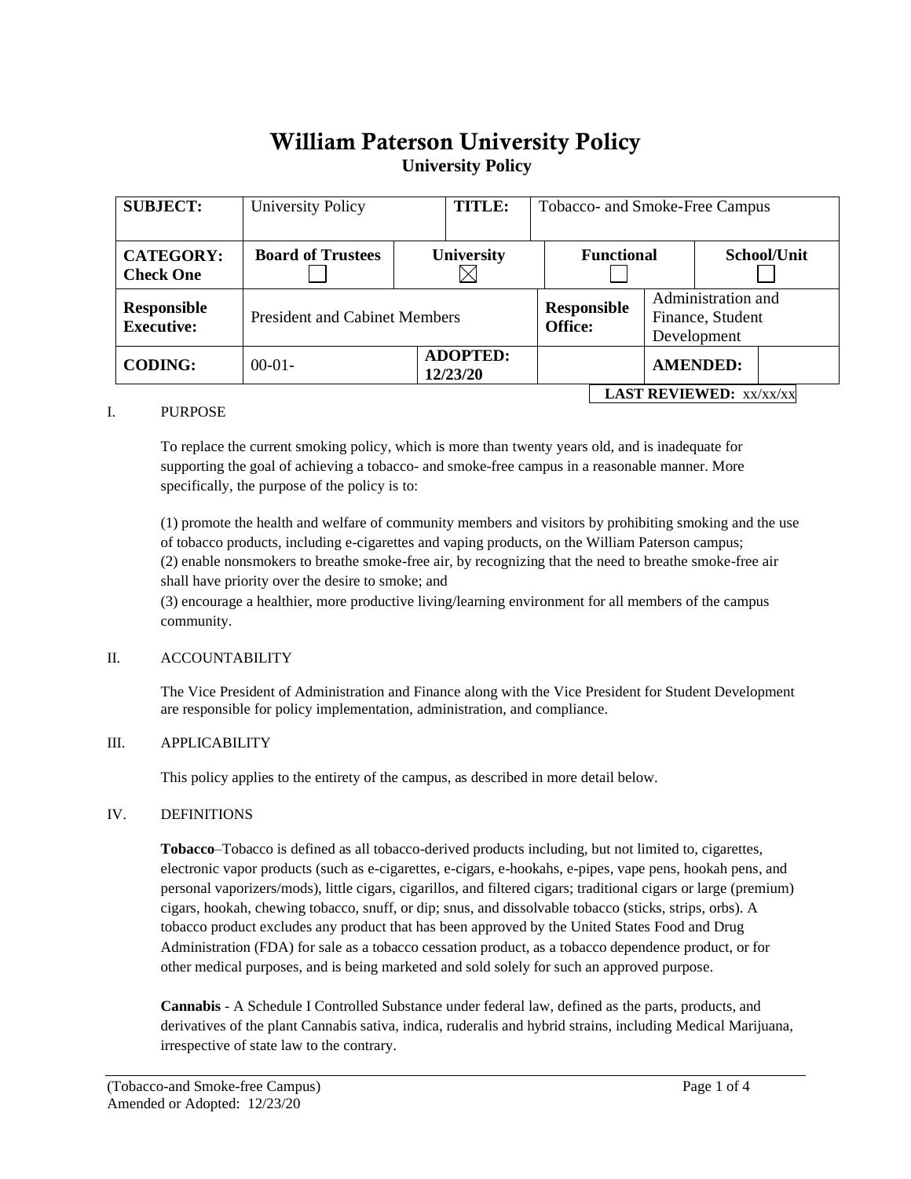# William Paterson University Policy

## University Policy

| **SUBJECT:** | University Policy | | **TITLE:** | Tobacco- and Smoke-Free Campus | |
|---|---|---|---|---|---|
| **CATEGORY: Check One** | **Board of Trustees** ☐ | **University** ☒ | | **Functional** ☐ | **School/Unit** ☐ |
| **Responsible Executive:** | President and Cabinet Members | | **Responsible Office:** | Administration and Finance, Student Development | |
| **CODING:** | 00-01- | **ADOPTED: 12/23/20** | | **AMENDED:** | |

**LAST REVIEWED:** xx/xx/xx

## I. PURPOSE

To replace the current smoking policy, which is more than twenty years old, and is inadequate for supporting the goal of achieving a tobacco- and smoke-free campus in a reasonable manner. More specifically, the purpose of the policy is to:

(1) promote the health and welfare of community members and visitors by prohibiting smoking and the use of tobacco products, including e-cigarettes and vaping products, on the William Paterson campus;
(2) enable nonsmokers to breathe smoke-free air, by recognizing that the need to breathe smoke-free air shall have priority over the desire to smoke; and
(3) encourage a healthier, more productive living/learning environment for all members of the campus community.

## II. ACCOUNTABILITY

The Vice President of Administration and Finance along with the Vice President for Student Development are responsible for policy implementation, administration, and compliance.

## III. APPLICABILITY

This policy applies to the entirety of the campus, as described in more detail below.

## IV. DEFINITIONS

**Tobacco**–Tobacco is defined as all tobacco-derived products including, but not limited to, cigarettes, electronic vapor products (such as e-cigarettes, e-cigars, e-hookahs, e-pipes, vape pens, hookah pens, and personal vaporizers/mods), little cigars, cigarillos, and filtered cigars; traditional cigars or large (premium) cigars, hookah, chewing tobacco, snuff, or dip; snus, and dissolvable tobacco (sticks, strips, orbs). A tobacco product excludes any product that has been approved by the United States Food and Drug Administration (FDA) for sale as a tobacco cessation product, as a tobacco dependence product, or for other medical purposes, and is being marketed and sold solely for such an approved purpose.

**Cannabis** - A Schedule I Controlled Substance under federal law, defined as the parts, products, and derivatives of the plant Cannabis sativa, indica, ruderalis and hybrid strains, including Medical Marijuana, irrespective of state law to the contrary.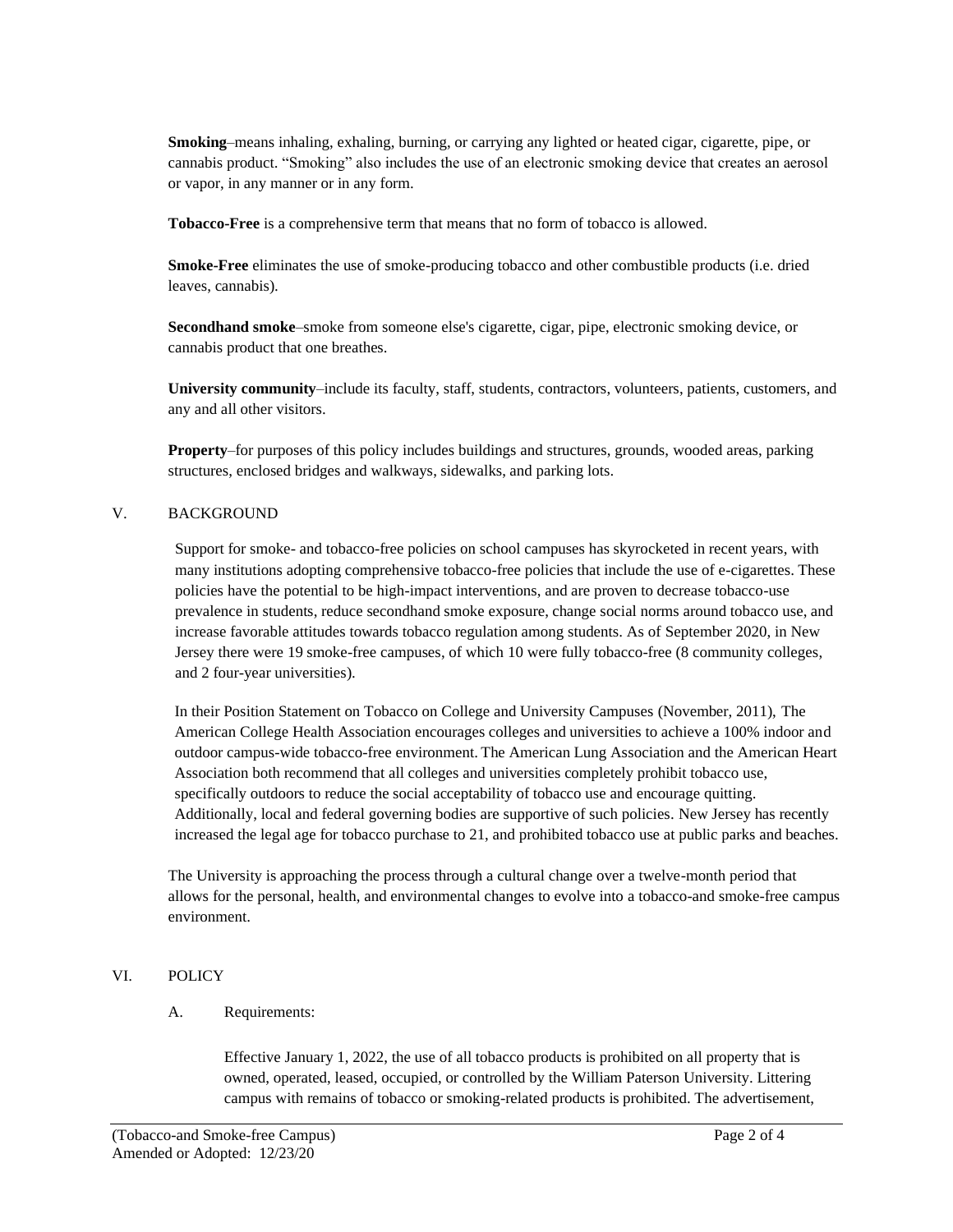**Smoking**–means inhaling, exhaling, burning, or carrying any lighted or heated cigar, cigarette, pipe, or cannabis product. “Smoking” also includes the use of an electronic smoking device that creates an aerosol or vapor, in any manner or in any form.

**Tobacco-Free** is a comprehensive term that means that no form of tobacco is allowed.

**Smoke-Free** eliminates the use of smoke-producing tobacco and other combustible products (i.e. dried leaves, cannabis).

**Secondhand smoke**–smoke from someone else's cigarette, cigar, pipe, electronic smoking device, or cannabis product that one breathes.

**University community**–include its faculty, staff, students, contractors, volunteers, patients, customers, and any and all other visitors.

**Property**–for purposes of this policy includes buildings and structures, grounds, wooded areas, parking structures, enclosed bridges and walkways, sidewalks, and parking lots.

## V. BACKGROUND

Support for smoke- and tobacco-free policies on school campuses has skyrocketed in recent years, with many institutions adopting comprehensive tobacco-free policies that include the use of e-cigarettes. These policies have the potential to be high-impact interventions, and are proven to decrease tobacco-use prevalence in students, reduce secondhand smoke exposure, change social norms around tobacco use, and increase favorable attitudes towards tobacco regulation among students. As of September 2020, in New Jersey there were 19 smoke-free campuses, of which 10 were fully tobacco-free (8 community colleges, and 2 four-year universities).

In their Position Statement on Tobacco on College and University Campuses (November, 2011), The American College Health Association encourages colleges and universities to achieve a 100% indoor and outdoor campus-wide tobacco-free environment. The American Lung Association and the American Heart Association both recommend that all colleges and universities completely prohibit tobacco use, specifically outdoors to reduce the social acceptability of tobacco use and encourage quitting. Additionally, local and federal governing bodies are supportive of such policies. New Jersey has recently increased the legal age for tobacco purchase to 21, and prohibited tobacco use at public parks and beaches.

The University is approaching the process through a cultural change over a twelve-month period that allows for the personal, health, and environmental changes to evolve into a tobacco-and smoke-free campus environment.

## VI. POLICY

### A. Requirements:

Effective January 1, 2022, the use of all tobacco products is prohibited on all property that is owned, operated, leased, occupied, or controlled by the William Paterson University. Littering campus with remains of tobacco or smoking-related products is prohibited. The advertisement,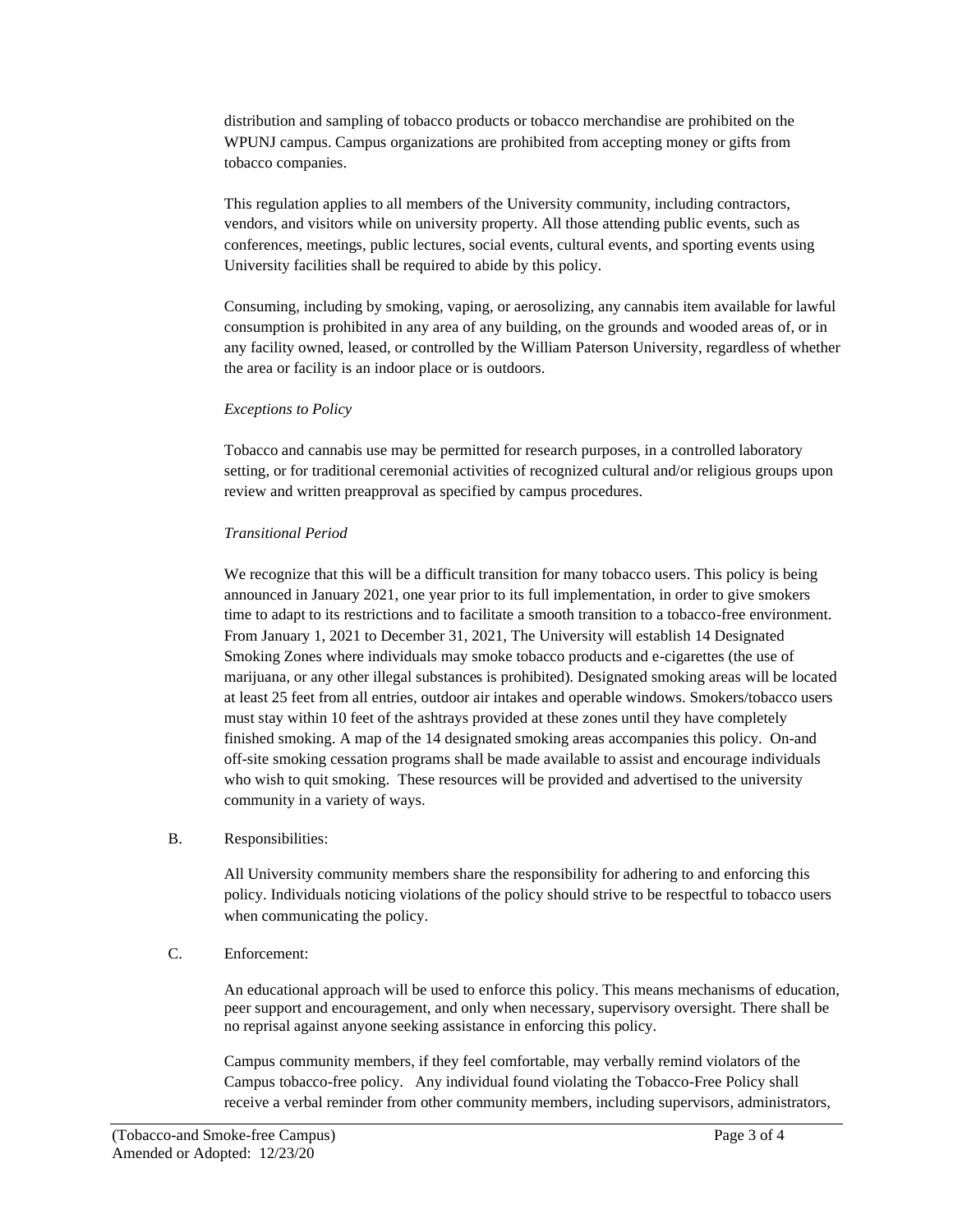distribution and sampling of tobacco products or tobacco merchandise are prohibited on the WPUNJ campus. Campus organizations are prohibited from accepting money or gifts from tobacco companies.

This regulation applies to all members of the University community, including contractors, vendors, and visitors while on university property. All those attending public events, such as conferences, meetings, public lectures, social events, cultural events, and sporting events using University facilities shall be required to abide by this policy.

Consuming, including by smoking, vaping, or aerosolizing, any cannabis item available for lawful consumption is prohibited in any area of any building, on the grounds and wooded areas of, or in any facility owned, leased, or controlled by the William Paterson University, regardless of whether the area or facility is an indoor place or is outdoors.

*Exceptions to Policy*

Tobacco and cannabis use may be permitted for research purposes, in a controlled laboratory setting, or for traditional ceremonial activities of recognized cultural and/or religious groups upon review and written preapproval as specified by campus procedures.

*Transitional Period*

We recognize that this will be a difficult transition for many tobacco users. This policy is being announced in January 2021, one year prior to its full implementation, in order to give smokers time to adapt to its restrictions and to facilitate a smooth transition to a tobacco-free environment. From January 1, 2021 to December 31, 2021, The University will establish 14 Designated Smoking Zones where individuals may smoke tobacco products and e-cigarettes (the use of marijuana, or any other illegal substances is prohibited). Designated smoking areas will be located at least 25 feet from all entries, outdoor air intakes and operable windows. Smokers/tobacco users must stay within 10 feet of the ashtrays provided at these zones until they have completely finished smoking. A map of the 14 designated smoking areas accompanies this policy. On-and off-site smoking cessation programs shall be made available to assist and encourage individuals who wish to quit smoking. These resources will be provided and advertised to the university community in a variety of ways.

B. Responsibilities:

All University community members share the responsibility for adhering to and enforcing this policy. Individuals noticing violations of the policy should strive to be respectful to tobacco users when communicating the policy.

C. Enforcement:

An educational approach will be used to enforce this policy. This means mechanisms of education, peer support and encouragement, and only when necessary, supervisory oversight. There shall be no reprisal against anyone seeking assistance in enforcing this policy.

Campus community members, if they feel comfortable, may verbally remind violators of the Campus tobacco-free policy. Any individual found violating the Tobacco-Free Policy shall receive a verbal reminder from other community members, including supervisors, administrators,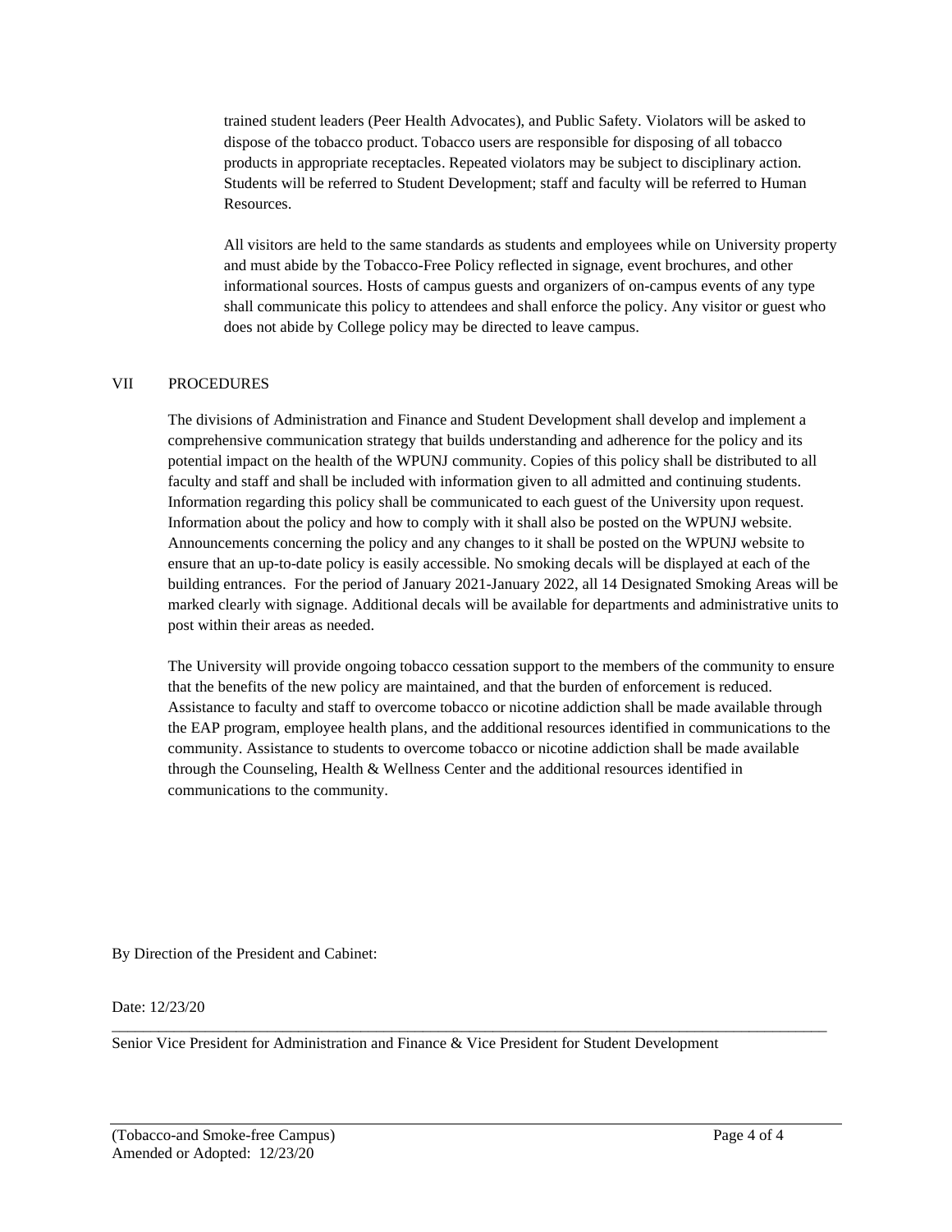trained student leaders (Peer Health Advocates), and Public Safety. Violators will be asked to dispose of the tobacco product. Tobacco users are responsible for disposing of all tobacco products in appropriate receptacles. Repeated violators may be subject to disciplinary action. Students will be referred to Student Development; staff and faculty will be referred to Human Resources.

All visitors are held to the same standards as students and employees while on University property and must abide by the Tobacco-Free Policy reflected in signage, event brochures, and other informational sources. Hosts of campus guests and organizers of on-campus events of any type shall communicate this policy to attendees and shall enforce the policy. Any visitor or guest who does not abide by College policy may be directed to leave campus.

## VII PROCEDURES

The divisions of Administration and Finance and Student Development shall develop and implement a comprehensive communication strategy that builds understanding and adherence for the policy and its potential impact on the health of the WPUNJ community. Copies of this policy shall be distributed to all faculty and staff and shall be included with information given to all admitted and continuing students. Information regarding this policy shall be communicated to each guest of the University upon request. Information about the policy and how to comply with it shall also be posted on the WPUNJ website. Announcements concerning the policy and any changes to it shall be posted on the WPUNJ website to ensure that an up-to-date policy is easily accessible. No smoking decals will be displayed at each of the building entrances. For the period of January 2021-January 2022, all 14 Designated Smoking Areas will be marked clearly with signage. Additional decals will be available for departments and administrative units to post within their areas as needed.

The University will provide ongoing tobacco cessation support to the members of the community to ensure that the benefits of the new policy are maintained, and that the burden of enforcement is reduced. Assistance to faculty and staff to overcome tobacco or nicotine addiction shall be made available through the EAP program, employee health plans, and the additional resources identified in communications to the community. Assistance to students to overcome tobacco or nicotine addiction shall be made available through the Counseling, Health & Wellness Center and the additional resources identified in communications to the community.

By Direction of the President and Cabinet:

Date: 12/23/20

_______________________________________________________________________________________

Senior Vice President for Administration and Finance & Vice President for Student Development

(Tobacco-and Smoke-free Campus)
Amended or Adopted: 12/23/20